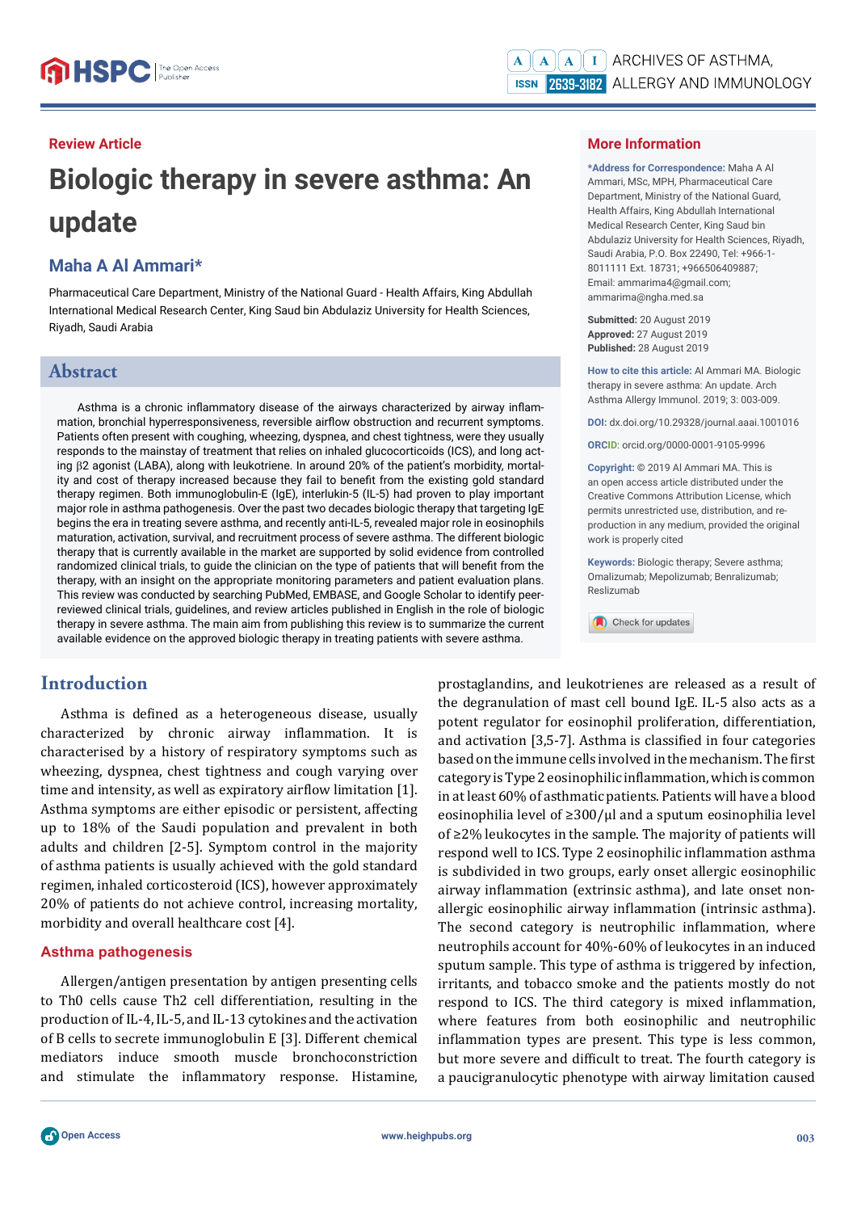Review Article

# Biologic therapy in severe asthma: An update

## Maha A Al Ammari*

Pharmaceutical Care Department, Ministry of the National Guard - Health Affairs, King Abdullah International Medical Research Center, King Saud bin Abdulaziz University for Health Sciences, Riyadh, Saudi Arabia

## More Information

**\*Address for Correspondence:** Maha A Al Ammari, MSc, MPH, Pharmaceutical Care Department, Ministry of the National Guard, Health Affairs, King Abdullah International Medical Research Center, King Saud bin Abdulaziz University for Health Sciences, Riyadh, Saudi Arabia, P.O. Box 22490, Tel: +966-1-8011111 Ext. 18731; +966506409887; Email: ammarima4@gmail.com; ammarima@ngha.med.sa

**Submitted:** 20 August 2019
**Approved:** 27 August 2019
**Published:** 28 August 2019

**How to cite this article:** Al Ammari MA. Biologic therapy in severe asthma: An update. Arch Asthma Allergy Immunol. 2019; 3: 003-009.

**DOI:** dx.doi.org/10.29328/journal.aaai.1001016

**ORCID:** orcid.org/0000-0001-9105-9996

**Copyright:** © 2019 Al Ammari MA. This is an open access article distributed under the Creative Commons Attribution License, which permits unrestricted use, distribution, and reproduction in any medium, provided the original work is properly cited

**Keywords:** Biologic therapy; Severe asthma; Omalizumab; Mepolizumab; Benralizumab; Reslizumab

## Abstract

Asthma is a chronic inflammatory disease of the airways characterized by airway inflammation, bronchial hyperresponsiveness, reversible airflow obstruction and recurrent symptoms. Patients often present with coughing, wheezing, dyspnea, and chest tightness, were they usually responds to the mainstay of treatment that relies on inhaled glucocorticoids (ICS), and long acting β2 agonist (LABA), along with leukotriene. In around 20% of the patient's morbidity, mortality and cost of therapy increased because they fail to benefit from the existing gold standard therapy regimen. Both immunoglobulin-E (IgE), interlukin-5 (IL-5) had proven to play important major role in asthma pathogenesis. Over the past two decades biologic therapy that targeting IgE begins the era in treating severe asthma, and recently anti-IL-5, revealed major role in eosinophils maturation, activation, survival, and recruitment process of severe asthma. The different biologic therapy that is currently available in the market are supported by solid evidence from controlled randomized clinical trials, to guide the clinician on the type of patients that will benefit from the therapy, with an insight on the appropriate monitoring parameters and patient evaluation plans. This review was conducted by searching PubMed, EMBASE, and Google Scholar to identify peer-reviewed clinical trials, guidelines, and review articles published in English in the role of biologic therapy in severe asthma. The main aim from publishing this review is to summarize the current available evidence on the approved biologic therapy in treating patients with severe asthma.

## Introduction

Asthma is defined as a heterogeneous disease, usually characterized by chronic airway inflammation. It is characterised by a history of respiratory symptoms such as wheezing, dyspnea, chest tightness and cough varying over time and intensity, as well as expiratory airflow limitation [1]. Asthma symptoms are either episodic or persistent, affecting up to 18% of the Saudi population and prevalent in both adults and children [2-5]. Symptom control in the majority of asthma patients is usually achieved with the gold standard regimen, inhaled corticosteroid (ICS), however approximately 20% of patients do not achieve control, increasing mortality, morbidity and overall healthcare cost [4].

### Asthma pathogenesis

Allergen/antigen presentation by antigen presenting cells to Th0 cells cause Th2 cell differentiation, resulting in the production of IL-4, IL-5, and IL-13 cytokines and the activation of B cells to secrete immunoglobulin E [3]. Different chemical mediators induce smooth muscle bronchoconstriction and stimulate the inflammatory response. Histamine, prostaglandins, and leukotrienes are released as a result of the degranulation of mast cell bound IgE. IL-5 also acts as a potent regulator for eosinophil proliferation, differentiation, and activation [3,5-7]. Asthma is classified in four categories based on the immune cells involved in the mechanism. The first category is Type 2 eosinophilic inflammation, which is common in at least 60% of asthmatic patients. Patients will have a blood eosinophilia level of ≥300/μl and a sputum eosinophilia level of ≥2% leukocytes in the sample. The majority of patients will respond well to ICS. Type 2 eosinophilic inflammation asthma is subdivided in two groups, early onset allergic eosinophilic airway inflammation (extrinsic asthma), and late onset non-allergic eosinophilic airway inflammation (intrinsic asthma). The second category is neutrophilic inflammation, where neutrophils account for 40%-60% of leukocytes in an induced sputum sample. This type of asthma is triggered by infection, irritants, and tobacco smoke and the patients mostly do not respond to ICS. The third category is mixed inflammation, where features from both eosinophilic and neutrophilic inflammation types are present. This type is less common, but more severe and difficult to treat. The fourth category is a paucigranulocytic phenotype with airway limitation caused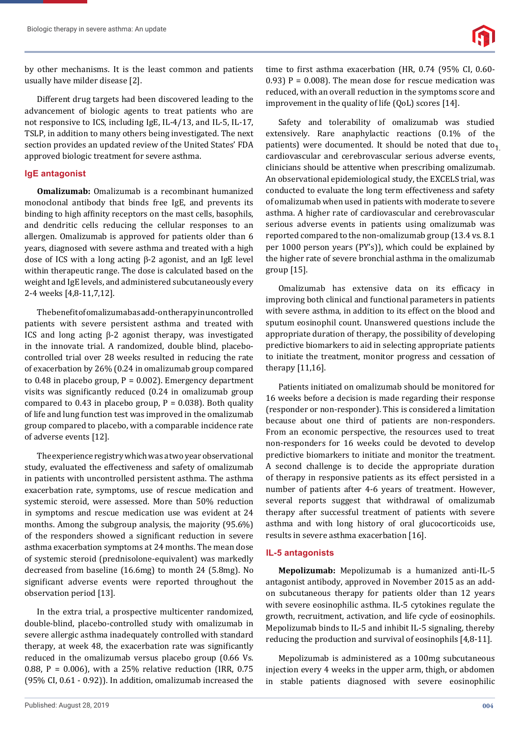by other mechanisms. It is the least common and patients usually have milder disease [2].

Different drug targets had been discovered leading to the advancement of biologic agents to treat patients who are not responsive to ICS, including IgE, IL-4/13, and IL-5, IL-17, TSLP, in addition to many others being investigated. The next section provides an updated review of the United States' FDA approved biologic treatment for severe asthma.

## IgE antagonist

**Omalizumab:** Omalizumab is a recombinant humanized monoclonal antibody that binds free IgE, and prevents its binding to high affinity receptors on the mast cells, basophils, and dendritic cells reducing the cellular responses to an allergen. Omalizumab is approved for patients older than 6 years, diagnosed with severe asthma and treated with a high dose of ICS with a long acting β-2 agonist, and an IgE level within therapeutic range. The dose is calculated based on the weight and IgE levels, and administered subcutaneously every 2-4 weeks [4,8-11,7,12].

The benefit of omalizumab as add-on therapy in uncontrolled patients with severe persistent asthma and treated with ICS and long acting β-2 agonist therapy, was investigated in the innovate trial. A randomized, double blind, placebo-controlled trial over 28 weeks resulted in reducing the rate of exacerbation by 26% (0.24 in omalizumab group compared to 0.48 in placebo group, P = 0.002). Emergency department visits was significantly reduced (0.24 in omalizumab group compared to 0.43 in placebo group, P = 0.038). Both quality of life and lung function test was improved in the omalizumab group compared to placebo, with a comparable incidence rate of adverse events [12].

The experience registry which was a two year observational study, evaluated the effectiveness and safety of omalizumab in patients with uncontrolled persistent asthma. The asthma exacerbation rate, symptoms, use of rescue medication and systemic steroid, were assessed. More than 50% reduction in symptoms and rescue medication use was evident at 24 months. Among the subgroup analysis, the majority (95.6%) of the responders showed a significant reduction in severe asthma exacerbation symptoms at 24 months. The mean dose of systemic steroid (prednisolone-equivalent) was markedly decreased from baseline (16.6mg) to month 24 (5.8mg). No significant adverse events were reported throughout the observation period [13].

In the extra trial, a prospective multicenter randomized, double-blind, placebo-controlled study with omalizumab in severe allergic asthma inadequately controlled with standard therapy, at week 48, the exacerbation rate was significantly reduced in the omalizumab versus placebo group (0.66 Vs. 0.88, P = 0.006), with a 25% relative reduction (IRR, 0.75 (95% CI, 0.61 - 0.92)). In addition, omalizumab increased the time to first asthma exacerbation (HR, 0.74 (95% CI, 0.60-0.93) P = 0.008). The mean dose for rescue medication was reduced, with an overall reduction in the symptoms score and improvement in the quality of life (QoL) scores [14].

Safety and tolerability of omalizumab was studied extensively. Rare anaphylactic reactions (0.1% of the patients) were documented. It should be noted that due to cardiovascular and cerebrovascular serious adverse events, clinicians should be attentive when prescribing omalizumab. An observational epidemiological study, the EXCELS trial, was conducted to evaluate the long term effectiveness and safety of omalizumab when used in patients with moderate to severe asthma. A higher rate of cardiovascular and cerebrovascular serious adverse events in patients using omalizumab was reported compared to the non-omalizumab group (13.4 vs. 8.1 per 1000 person years (PY's)), which could be explained by the higher rate of severe bronchial asthma in the omalizumab group [15].

Omalizumab has extensive data on its efficacy in improving both clinical and functional parameters in patients with severe asthma, in addition to its effect on the blood and sputum eosinophil count. Unanswered questions include the appropriate duration of therapy, the possibility of developing predictive biomarkers to aid in selecting appropriate patients to initiate the treatment, monitor progress and cessation of therapy [11,16].

Patients initiated on omalizumab should be monitored for 16 weeks before a decision is made regarding their response (responder or non-responder). This is considered a limitation because about one third of patients are non-responders. From an economic perspective, the resources used to treat non-responders for 16 weeks could be devoted to develop predictive biomarkers to initiate and monitor the treatment. A second challenge is to decide the appropriate duration of therapy in responsive patients as its effect persisted in a number of patients after 4-6 years of treatment. However, several reports suggest that withdrawal of omalizumab therapy after successful treatment of patients with severe asthma and with long history of oral glucocorticoids use, results in severe asthma exacerbation [16].

## IL-5 antagonists

**Mepolizumab:** Mepolizumab is a humanized anti-IL-5 antagonist antibody, approved in November 2015 as an add-on subcutaneous therapy for patients older than 12 years with severe eosinophilic asthma. IL-5 cytokines regulate the growth, recruitment, activation, and life cycle of eosinophils. Mepolizumab binds to IL-5 and inhibit IL-5 signaling, thereby reducing the production and survival of eosinophils [4,8-11].

Mepolizumab is administered as a 100mg subcutaneous injection every 4 weeks in the upper arm, thigh, or abdomen in stable patients diagnosed with severe eosinophilic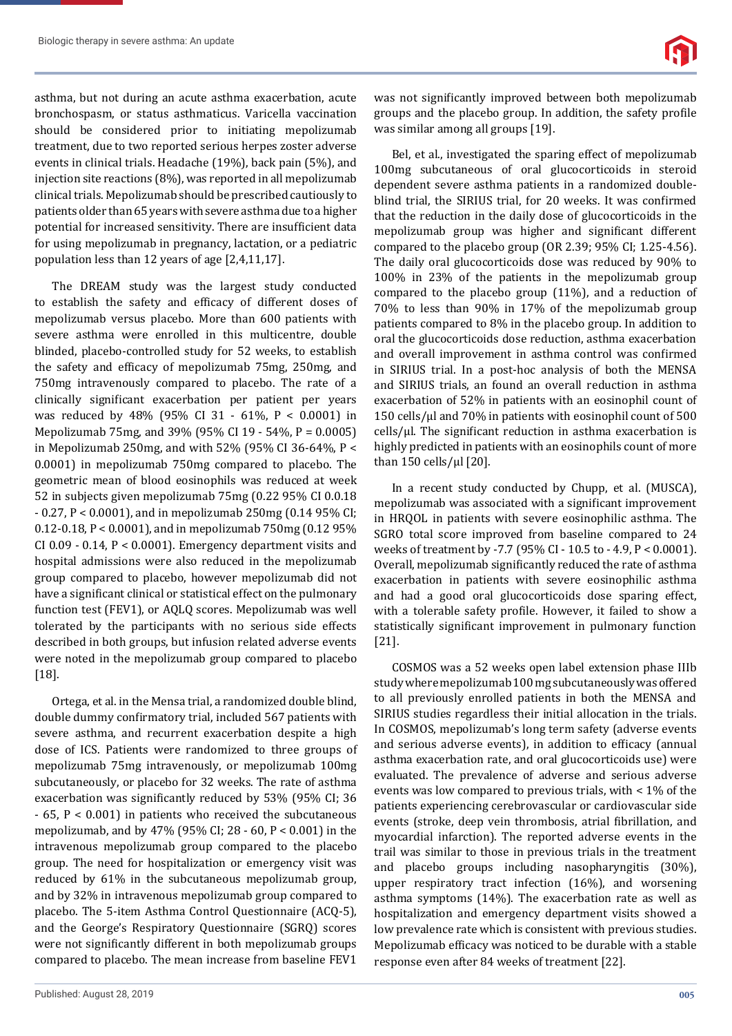asthma, but not during an acute asthma exacerbation, acute bronchospasm, or status asthmaticus. Varicella vaccination should be considered prior to initiating mepolizumab treatment, due to two reported serious herpes zoster adverse events in clinical trials. Headache (19%), back pain (5%), and injection site reactions (8%), was reported in all mepolizumab clinical trials. Mepolizumab should be prescribed cautiously to patients older than 65 years with severe asthma due to a higher potential for increased sensitivity. There are insufficient data for using mepolizumab in pregnancy, lactation, or a pediatric population less than 12 years of age [2,4,11,17].

The DREAM study was the largest study conducted to establish the safety and efficacy of different doses of mepolizumab versus placebo. More than 600 patients with severe asthma were enrolled in this multicentre, double blinded, placebo-controlled study for 52 weeks, to establish the safety and efficacy of mepolizumab 75mg, 250mg, and 750mg intravenously compared to placebo. The rate of a clinically significant exacerbation per patient per years was reduced by 48% (95% CI 31 - 61%, $P < 0.0001$) in Mepolizumab 75mg, and 39% (95% CI 19 - 54%, $P = 0.0005$) in Mepolizumab 250mg, and with 52% (95% CI 36-64%, $P < 0.0001$) in mepolizumab 750mg compared to placebo. The geometric mean of blood eosinophils was reduced at week 52 in subjects given mepolizumab 75mg (0.22 95% CI 0.0.18 - 0.27, $P < 0.0001$), and in mepolizumab 250mg (0.14 95% CI; 0.12-0.18, $P < 0.0001$), and in mepolizumab 750mg (0.12 95% CI 0.09 - 0.14, $P < 0.0001$). Emergency department visits and hospital admissions were also reduced in the mepolizumab group compared to placebo, however mepolizumab did not have a significant clinical or statistical effect on the pulmonary function test (FEV1), or AQLQ scores. Mepolizumab was well tolerated by the participants with no serious side effects described in both groups, but infusion related adverse events were noted in the mepolizumab group compared to placebo [18].

Ortega, et al. in the Mensa trial, a randomized double blind, double dummy confirmatory trial, included 567 patients with severe asthma, and recurrent exacerbation despite a high dose of ICS. Patients were randomized to three groups of mepolizumab 75mg intravenously, or mepolizumab 100mg subcutaneously, or placebo for 32 weeks. The rate of asthma exacerbation was significantly reduced by 53% (95% CI; 36 - 65, $P < 0.001$) in patients who received the subcutaneous mepolizumab, and by 47% (95% CI; 28 - 60, $P < 0.001$) in the intravenous mepolizumab group compared to the placebo group. The need for hospitalization or emergency visit was reduced by 61% in the subcutaneous mepolizumab group, and by 32% in intravenous mepolizumab group compared to placebo. The 5-item Asthma Control Questionnaire (ACQ-5), and the George's Respiratory Questionnaire (SGRQ) scores were not significantly different in both mepolizumab groups compared to placebo. The mean increase from baseline FEV1 was not significantly improved between both mepolizumab groups and the placebo group. In addition, the safety profile was similar among all groups [19].

Bel, et al., investigated the sparing effect of mepolizumab 100mg subcutaneous of oral glucocorticoids in steroid dependent severe asthma patients in a randomized double-blind trial, the SIRIUS trial, for 20 weeks. It was confirmed that the reduction in the daily dose of glucocorticoids in the mepolizumab group was higher and significant different compared to the placebo group (OR 2.39; 95% CI; 1.25-4.56). The daily oral glucocorticoids dose was reduced by 90% to 100% in 23% of the patients in the mepolizumab group compared to the placebo group (11%), and a reduction of 70% to less than 90% in 17% of the mepolizumab group patients compared to 8% in the placebo group. In addition to oral the glucocorticoids dose reduction, asthma exacerbation and overall improvement in asthma control was confirmed in SIRIUS trial. In a post-hoc analysis of both the MENSA and SIRIUS trials, an found an overall reduction in asthma exacerbation of 52% in patients with an eosinophil count of 150 cells/µl and 70% in patients with eosinophil count of 500 cells/µl. The significant reduction in asthma exacerbation is highly predicted in patients with an eosinophils count of more than 150 cells/µl [20].

In a recent study conducted by Chupp, et al. (MUSCA), mepolizumab was associated with a significant improvement in HRQOL in patients with severe eosinophilic asthma. The SGRO total score improved from baseline compared to 24 weeks of treatment by -7.7 (95% CI - 10.5 to - 4.9, $P < 0.0001$). Overall, mepolizumab significantly reduced the rate of asthma exacerbation in patients with severe eosinophilic asthma and had a good oral glucocorticoids dose sparing effect, with a tolerable safety profile. However, it failed to show a statistically significant improvement in pulmonary function [21].

COSMOS was a 52 weeks open label extension phase IIIb study where mepolizumab 100 mg subcutaneously was offered to all previously enrolled patients in both the MENSA and SIRIUS studies regardless their initial allocation in the trials. In COSMOS, mepolizumab's long term safety (adverse events and serious adverse events), in addition to efficacy (annual asthma exacerbation rate, and oral glucocorticoids use) were evaluated. The prevalence of adverse and serious adverse events was low compared to previous trials, with < 1% of the patients experiencing cerebrovascular or cardiovascular side events (stroke, deep vein thrombosis, atrial fibrillation, and myocardial infarction). The reported adverse events in the trail was similar to those in previous trials in the treatment and placebo groups including nasopharyngitis (30%), upper respiratory tract infection (16%), and worsening asthma symptoms (14%). The exacerbation rate as well as hospitalization and emergency department visits showed a low prevalence rate which is consistent with previous studies. Mepolizumab efficacy was noticed to be durable with a stable response even after 84 weeks of treatment [22].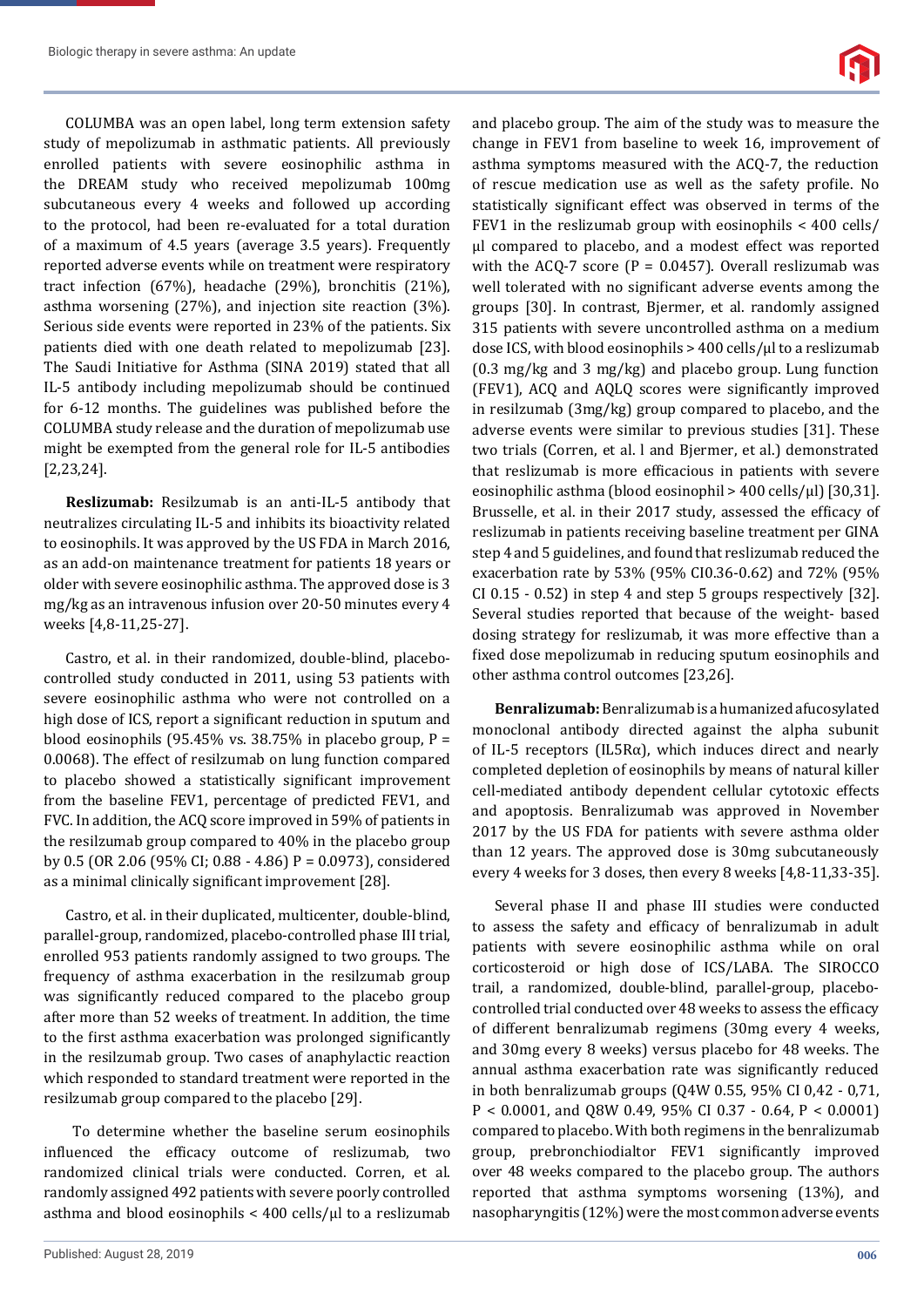COLUMBA was an open label, long term extension safety study of mepolizumab in asthmatic patients. All previously enrolled patients with severe eosinophilic asthma in the DREAM study who received mepolizumab 100mg subcutaneous every 4 weeks and followed up according to the protocol, had been re-evaluated for a total duration of a maximum of 4.5 years (average 3.5 years). Frequently reported adverse events while on treatment were respiratory tract infection (67%), headache (29%), bronchitis (21%), asthma worsening (27%), and injection site reaction (3%). Serious side events were reported in 23% of the patients. Six patients died with one death related to mepolizumab [23]. The Saudi Initiative for Asthma (SINA 2019) stated that all IL-5 antibody including mepolizumab should be continued for 6-12 months. The guidelines was published before the COLUMBA study release and the duration of mepolizumab use might be exempted from the general role for IL-5 antibodies [2,23,24].

**Reslizumab:** Resilzumab is an anti-IL-5 antibody that neutralizes circulating IL-5 and inhibits its bioactivity related to eosinophils. It was approved by the US FDA in March 2016, as an add-on maintenance treatment for patients 18 years or older with severe eosinophilic asthma. The approved dose is 3 mg/kg as an intravenous infusion over 20-50 minutes every 4 weeks [4,8-11,25-27].

Castro, et al. in their randomized, double-blind, placebo-controlled study conducted in 2011, using 53 patients with severe eosinophilic asthma who were not controlled on a high dose of ICS, report a significant reduction in sputum and blood eosinophils (95.45% vs. 38.75% in placebo group, P = 0.0068). The effect of resilzumab on lung function compared to placebo showed a statistically significant improvement from the baseline FEV1, percentage of predicted FEV1, and FVC. In addition, the ACQ score improved in 59% of patients in the resilzumab group compared to 40% in the placebo group by 0.5 (OR 2.06 (95% CI; 0.88 - 4.86) P = 0.0973), considered as a minimal clinically significant improvement [28].

Castro, et al. in their duplicated, multicenter, double-blind, parallel-group, randomized, placebo-controlled phase III trial, enrolled 953 patients randomly assigned to two groups. The frequency of asthma exacerbation in the resilzumab group was significantly reduced compared to the placebo group after more than 52 weeks of treatment. In addition, the time to the first asthma exacerbation was prolonged significantly in the resilzumab group. Two cases of anaphylactic reaction which responded to standard treatment were reported in the resilzumab group compared to the placebo [29].

To determine whether the baseline serum eosinophils influenced the efficacy outcome of reslizumab, two randomized clinical trials were conducted. Corren, et al. randomly assigned 492 patients with severe poorly controlled asthma and blood eosinophils < 400 cells/µl to a reslizumab and placebo group. The aim of the study was to measure the change in FEV1 from baseline to week 16, improvement of asthma symptoms measured with the ACQ-7, the reduction of rescue medication use as well as the safety profile. No statistically significant effect was observed in terms of the FEV1 in the reslizumab group with eosinophils < 400 cells/µl compared to placebo, and a modest effect was reported with the ACQ-7 score (P = 0.0457). Overall reslizumab was well tolerated with no significant adverse events among the groups [30]. In contrast, Bjermer, et al. randomly assigned 315 patients with severe uncontrolled asthma on a medium dose ICS, with blood eosinophils > 400 cells/µl to a reslizumab (0.3 mg/kg and 3 mg/kg) and placebo group. Lung function (FEV1), ACQ and AQLQ scores were significantly improved in resilzumab (3mg/kg) group compared to placebo, and the adverse events were similar to previous studies [31]. These two trials (Corren, et al. l and Bjermer, et al.) demonstrated that reslizumab is more efficacious in patients with severe eosinophilic asthma (blood eosinophil > 400 cells/µl) [30,31]. Brusselle, et al. in their 2017 study, assessed the efficacy of reslizumab in patients receiving baseline treatment per GINA step 4 and 5 guidelines, and found that reslizumab reduced the exacerbation rate by 53% (95% CI0.36-0.62) and 72% (95% CI 0.15 - 0.52) in step 4 and step 5 groups respectively [32]. Several studies reported that because of the weight- based dosing strategy for reslizumab, it was more effective than a fixed dose mepolizumab in reducing sputum eosinophils and other asthma control outcomes [23,26].

**Benralizumab:** Benralizumab is a humanized afucosylated monoclonal antibody directed against the alpha subunit of IL-5 receptors (IL5Rα), which induces direct and nearly completed depletion of eosinophils by means of natural killer cell-mediated antibody dependent cellular cytotoxic effects and apoptosis. Benralizumab was approved in November 2017 by the US FDA for patients with severe asthma older than 12 years. The approved dose is 30mg subcutaneously every 4 weeks for 3 doses, then every 8 weeks [4,8-11,33-35].

Several phase II and phase III studies were conducted to assess the safety and efficacy of benralizumab in adult patients with severe eosinophilic asthma while on oral corticosteroid or high dose of ICS/LABA. The SIROCCO trail, a randomized, double-blind, parallel-group, placebo-controlled trial conducted over 48 weeks to assess the efficacy of different benralizumab regimens (30mg every 4 weeks, and 30mg every 8 weeks) versus placebo for 48 weeks. The annual asthma exacerbation rate was significantly reduced in both benralizumab groups (Q4W 0.55, 95% CI 0,42 - 0,71, P < 0.0001, and Q8W 0.49, 95% CI 0.37 - 0.64, P < 0.0001) compared to placebo. With both regimens in the benralizumab group, prebronchiodialtor FEV1 significantly improved over 48 weeks compared to the placebo group. The authors reported that asthma symptoms worsening (13%), and nasopharyngitis (12%) were the most common adverse events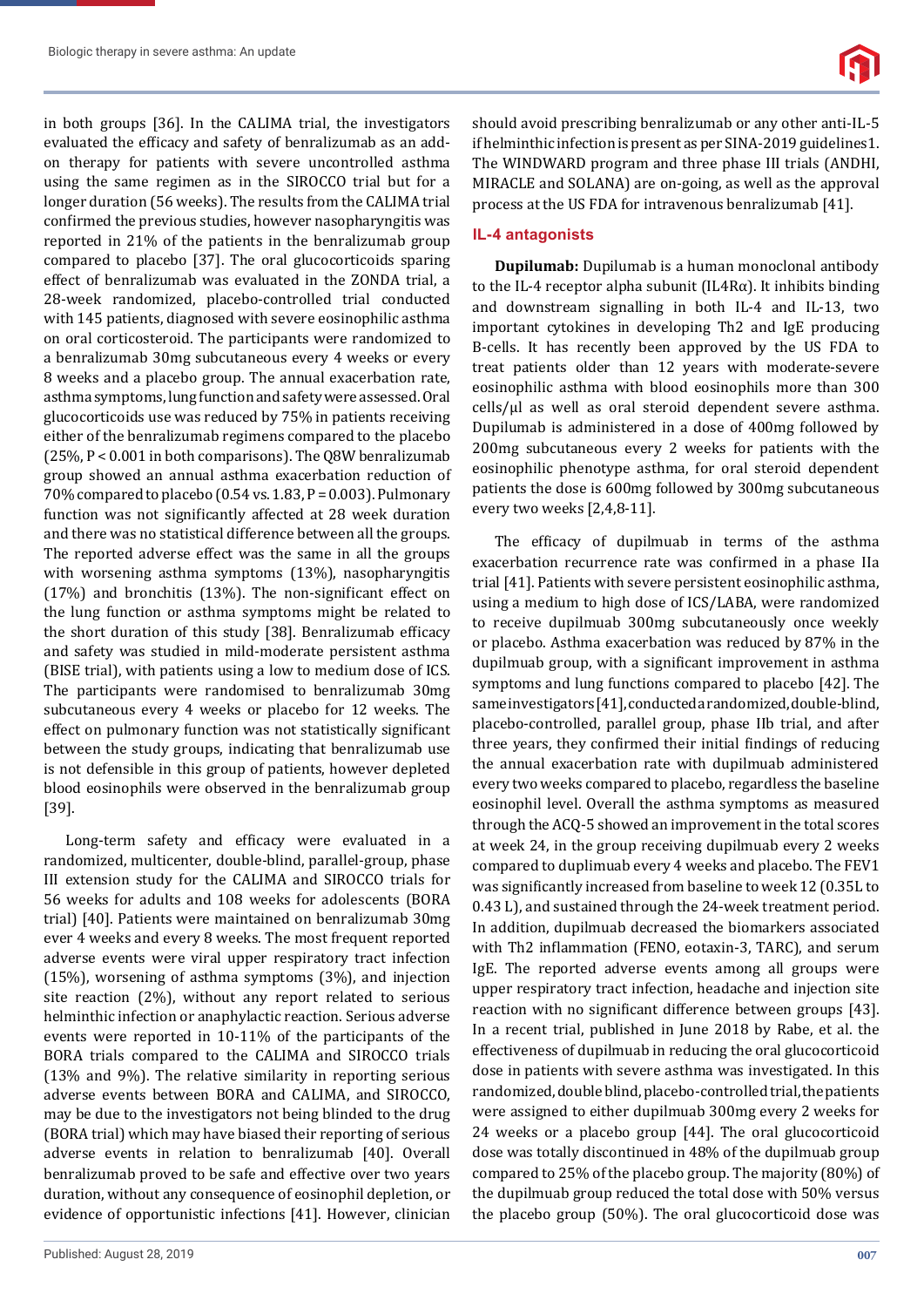in both groups [36]. In the CALIMA trial, the investigators evaluated the efficacy and safety of benralizumab as an add-on therapy for patients with severe uncontrolled asthma using the same regimen as in the SIROCCO trial but for a longer duration (56 weeks). The results from the CALIMA trial confirmed the previous studies, however nasopharyngitis was reported in 21% of the patients in the benralizumab group compared to placebo [37]. The oral glucocorticoids sparing effect of benralizumab was evaluated in the ZONDA trial, a 28-week randomized, placebo-controlled trial conducted with 145 patients, diagnosed with severe eosinophilic asthma on oral corticosteroid. The participants were randomized to a benralizumab 30mg subcutaneous every 4 weeks or every 8 weeks and a placebo group. The annual exacerbation rate, asthma symptoms, lung function and safety were assessed. Oral glucocorticoids use was reduced by 75% in patients receiving either of the benralizumab regimens compared to the placebo (25%, P < 0.001 in both comparisons). The Q8W benralizumab group showed an annual asthma exacerbation reduction of 70% compared to placebo (0.54 vs. 1.83, P = 0.003). Pulmonary function was not significantly affected at 28 week duration and there was no statistical difference between all the groups. The reported adverse effect was the same in all the groups with worsening asthma symptoms (13%), nasopharyngitis (17%) and bronchitis (13%). The non-significant effect on the lung function or asthma symptoms might be related to the short duration of this study [38]. Benralizumab efficacy and safety was studied in mild-moderate persistent asthma (BISE trial), with patients using a low to medium dose of ICS. The participants were randomised to benralizumab 30mg subcutaneous every 4 weeks or placebo for 12 weeks. The effect on pulmonary function was not statistically significant between the study groups, indicating that benralizumab use is not defensible in this group of patients, however depleted blood eosinophils were observed in the benralizumab group [39].

Long-term safety and efficacy were evaluated in a randomized, multicenter, double-blind, parallel-group, phase III extension study for the CALIMA and SIROCCO trials for 56 weeks for adults and 108 weeks for adolescents (BORA trial) [40]. Patients were maintained on benralizumab 30mg ever 4 weeks and every 8 weeks. The most frequent reported adverse events were viral upper respiratory tract infection (15%), worsening of asthma symptoms (3%), and injection site reaction (2%), without any report related to serious helminthic infection or anaphylactic reaction. Serious adverse events were reported in 10-11% of the participants of the BORA trials compared to the CALIMA and SIROCCO trials (13% and 9%). The relative similarity in reporting serious adverse events between BORA and CALIMA, and SIROCCO, may be due to the investigators not being blinded to the drug (BORA trial) which may have biased their reporting of serious adverse events in relation to benralizumab [40]. Overall benralizumab proved to be safe and effective over two years duration, without any consequence of eosinophil depletion, or evidence of opportunistic infections [41]. However, clinician should avoid prescribing benralizumab or any other anti-IL-5 if helminthic infection is present as per SINA-2019 guidelines1. The WINDWARD program and three phase III trials (ANDHI, MIRACLE and SOLANA) are on-going, as well as the approval process at the US FDA for intravenous benralizumab [41].

## IL-4 antagonists

**Dupilumab:** Dupilumab is a human monoclonal antibody to the IL-4 receptor alpha subunit (IL4Rα). It inhibits binding and downstream signalling in both IL-4 and IL-13, two important cytokines in developing Th2 and IgE producing B-cells. It has recently been approved by the US FDA to treat patients older than 12 years with moderate-severe eosinophilic asthma with blood eosinophils more than 300 cells/μl as well as oral steroid dependent severe asthma. Dupilumab is administered in a dose of 400mg followed by 200mg subcutaneous every 2 weeks for patients with the eosinophilic phenotype asthma, for oral steroid dependent patients the dose is 600mg followed by 300mg subcutaneous every two weeks [2,4,8-11].

The efficacy of dupilmuab in terms of the asthma exacerbation recurrence rate was confirmed in a phase IIa trial [41]. Patients with severe persistent eosinophilic asthma, using a medium to high dose of ICS/LABA, were randomized to receive dupilmuab 300mg subcutaneously once weekly or placebo. Asthma exacerbation was reduced by 87% in the dupilmuab group, with a significant improvement in asthma symptoms and lung functions compared to placebo [42]. The same investigators [41], conducted a randomized, double-blind, placebo-controlled, parallel group, phase IIb trial, and after three years, they confirmed their initial findings of reducing the annual exacerbation rate with dupilmuab administered every two weeks compared to placebo, regardless the baseline eosinophil level. Overall the asthma symptoms as measured through the ACQ-5 showed an improvement in the total scores at week 24, in the group receiving dupilmuab every 2 weeks compared to duplimuab every 4 weeks and placebo. The FEV1 was significantly increased from baseline to week 12 (0.35L to 0.43 L), and sustained through the 24-week treatment period. In addition, dupilmuab decreased the biomarkers associated with Th2 inflammation (FENO, eotaxin-3, TARC), and serum IgE. The reported adverse events among all groups were upper respiratory tract infection, headache and injection site reaction with no significant difference between groups [43]. In a recent trial, published in June 2018 by Rabe, et al. the effectiveness of dupilmuab in reducing the oral glucocorticoid dose in patients with severe asthma was investigated. In this randomized, double blind, placebo-controlled trial, the patients were assigned to either dupilmuab 300mg every 2 weeks for 24 weeks or a placebo group [44]. The oral glucocorticoid dose was totally discontinued in 48% of the dupilmuab group compared to 25% of the placebo group. The majority (80%) of the dupilmuab group reduced the total dose with 50% versus the placebo group (50%). The oral glucocorticoid dose was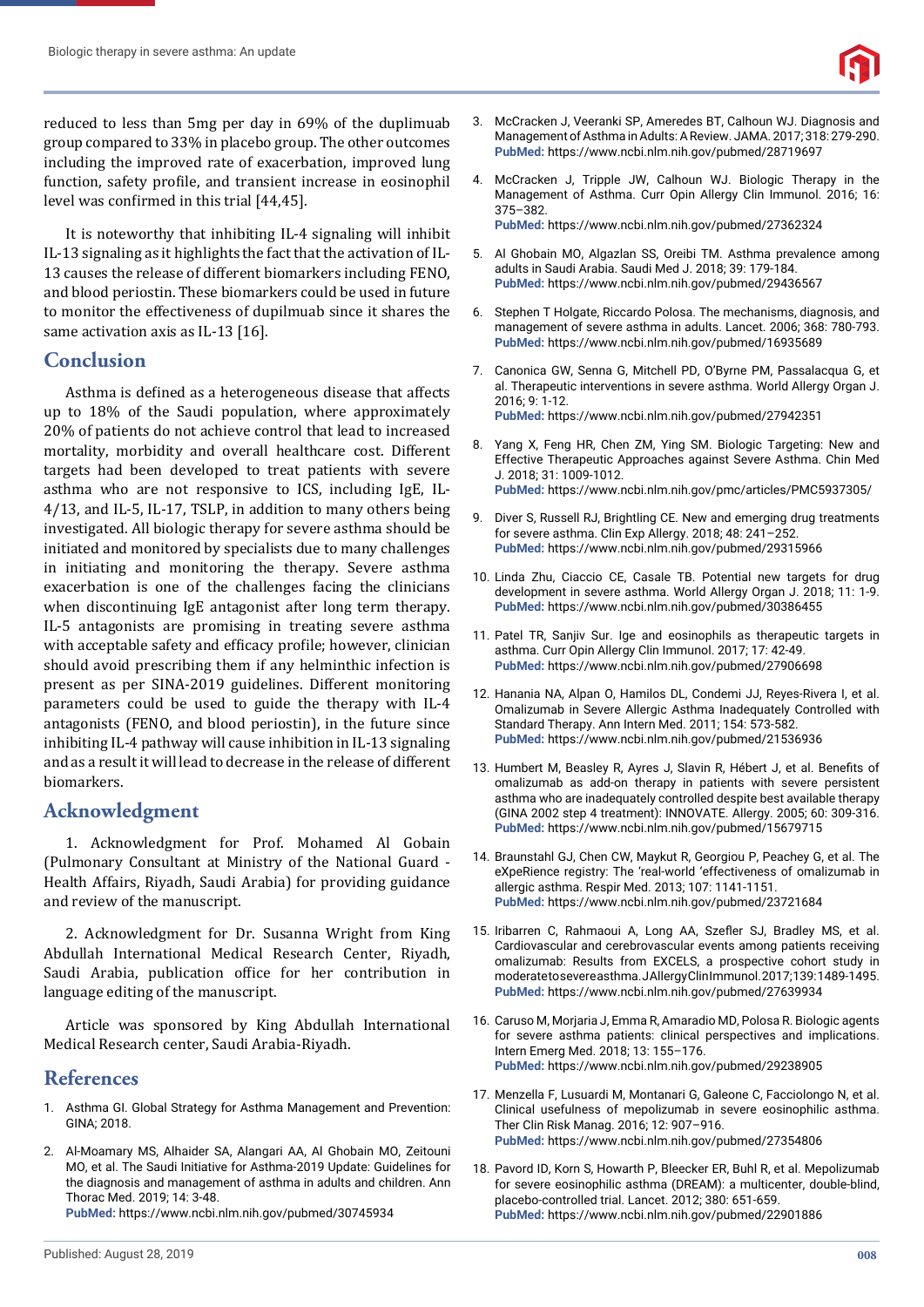reduced to less than 5mg per day in 69% of the duplimuab group compared to 33% in placebo group. The other outcomes including the improved rate of exacerbation, improved lung function, safety profile, and transient increase in eosinophil level was confirmed in this trial [44,45].

It is noteworthy that inhibiting IL-4 signaling will inhibit IL-13 signaling as it highlights the fact that the activation of IL-13 causes the release of different biomarkers including FENO, and blood periostin. These biomarkers could be used in future to monitor the effectiveness of dupilmuab since it shares the same activation axis as IL-13 [16].

## Conclusion

Asthma is defined as a heterogeneous disease that affects up to 18% of the Saudi population, where approximately 20% of patients do not achieve control that lead to increased mortality, morbidity and overall healthcare cost. Different targets had been developed to treat patients with severe asthma who are not responsive to ICS, including IgE, IL-4/13, and IL-5, IL-17, TSLP, in addition to many others being investigated. All biologic therapy for severe asthma should be initiated and monitored by specialists due to many challenges in initiating and monitoring the therapy. Severe asthma exacerbation is one of the challenges facing the clinicians when discontinuing IgE antagonist after long term therapy. IL-5 antagonists are promising in treating severe asthma with acceptable safety and efficacy profile; however, clinician should avoid prescribing them if any helminthic infection is present as per SINA-2019 guidelines. Different monitoring parameters could be used to guide the therapy with IL-4 antagonists (FENO, and blood periostin), in the future since inhibiting IL-4 pathway will cause inhibition in IL-13 signaling and as a result it will lead to decrease in the release of different biomarkers.

## Acknowledgment

1. Acknowledgment for Prof. Mohamed Al Gobain (Pulmonary Consultant at Ministry of the National Guard - Health Affairs, Riyadh, Saudi Arabia) for providing guidance and review of the manuscript.

2. Acknowledgment for Dr. Susanna Wright from King Abdullah International Medical Research Center, Riyadh, Saudi Arabia, publication office for her contribution in language editing of the manuscript.

Article was sponsored by King Abdullah International Medical Research center, Saudi Arabia-Riyadh.

## References

1. Asthma GI. Global Strategy for Asthma Management and Prevention: GINA; 2018.
2. Al-Moamary MS, Alhaider SA, Alangari AA, Al Ghobain MO, Zeitouni MO, et al. The Saudi Initiative for Asthma-2019 Update: Guidelines for the diagnosis and management of asthma in adults and children. Ann Thorac Med. 2019; 14: 3-48. **PubMed:** https://www.ncbi.nlm.nih.gov/pubmed/30745934
3. McCracken J, Veeranki SP, Ameredes BT, Calhoun WJ. Diagnosis and Management of Asthma in Adults: A Review. JAMA. 2017; 318: 279-290. **PubMed:** https://www.ncbi.nlm.nih.gov/pubmed/28719697
4. McCracken J, Tripple JW, Calhoun WJ. Biologic Therapy in the Management of Asthma. Curr Opin Allergy Clin Immunol. 2016; 16: 375–382. **PubMed:** https://www.ncbi.nlm.nih.gov/pubmed/27362324
5. Al Ghobain MO, Algazlan SS, Oreibi TM. Asthma prevalence among adults in Saudi Arabia. Saudi Med J. 2018; 39: 179-184. **PubMed:** https://www.ncbi.nlm.nih.gov/pubmed/29436567
6. Stephen T Holgate, Riccardo Polosa. The mechanisms, diagnosis, and management of severe asthma in adults. Lancet. 2006; 368: 780-793. **PubMed:** https://www.ncbi.nlm.nih.gov/pubmed/16935689
7. Canonica GW, Senna G, Mitchell PD, O'Byrne PM, Passalacqua G, et al. Therapeutic interventions in severe asthma. World Allergy Organ J. 2016; 9: 1-12. **PubMed:** https://www.ncbi.nlm.nih.gov/pubmed/27942351
8. Yang X, Feng HR, Chen ZM, Ying SM. Biologic Targeting: New and Effective Therapeutic Approaches against Severe Asthma. Chin Med J. 2018; 31: 1009-1012. **PubMed:** https://www.ncbi.nlm.nih.gov/pmc/articles/PMC5937305/
9. Diver S, Russell RJ, Brightling CE. New and emerging drug treatments for severe asthma. Clin Exp Allergy. 2018; 48: 241–252. **PubMed:** https://www.ncbi.nlm.nih.gov/pubmed/29315966
10. Linda Zhu, Ciaccio CE, Casale TB. Potential new targets for drug development in severe asthma. World Allergy Organ J. 2018; 11: 1-9. **PubMed:** https://www.ncbi.nlm.nih.gov/pubmed/30386455
11. Patel TR, Sanjiv Sur. Ige and eosinophils as therapeutic targets in asthma. Curr Opin Allergy Clin Immunol. 2017; 17: 42-49. **PubMed:** https://www.ncbi.nlm.nih.gov/pubmed/27906698
12. Hanania NA, Alpan O, Hamilos DL, Condemi JJ, Reyes-Rivera I, et al. Omalizumab in Severe Allergic Asthma Inadequately Controlled with Standard Therapy. Ann Intern Med. 2011; 154: 573-582. **PubMed:** https://www.ncbi.nlm.nih.gov/pubmed/21536936
13. Humbert M, Beasley R, Ayres J, Slavin R, Hébert J, et al. Benefits of omalizumab as add-on therapy in patients with severe persistent asthma who are inadequately controlled despite best available therapy (GINA 2002 step 4 treatment): INNOVATE. Allergy. 2005; 60: 309-316. **PubMed:** https://www.ncbi.nlm.nih.gov/pubmed/15679715
14. Braunstahl GJ, Chen CW, Maykut R, Georgiou P, Peachey G, et al. The eXpeRience registry: The 'real-world 'effectiveness of omalizumab in allergic asthma. Respir Med. 2013; 107: 1141-1151. **PubMed:** https://www.ncbi.nlm.nih.gov/pubmed/23721684
15. Iribarren C, Rahmaoui A, Long AA, Szefler SJ, Bradley MS, et al. Cardiovascular and cerebrovascular events among patients receiving omalizumab: Results from EXCELS, a prospective cohort study in moderatetosevereasthma. J Allergy Clin Immunol. 2017; 139: 1489-1495. **PubMed:** https://www.ncbi.nlm.nih.gov/pubmed/27639934
16. Caruso M, Morjaria J, Emma R, Amaradio MD, Polosa R. Biologic agents for severe asthma patients: clinical perspectives and implications. Intern Emerg Med. 2018; 13: 155–176. **PubMed:** https://www.ncbi.nlm.nih.gov/pubmed/29238905
17. Menzella F, Lusuardi M, Montanari G, Galeone C, Facciolongo N, et al. Clinical usefulness of mepolizumab in severe eosinophilic asthma. Ther Clin Risk Manag. 2016; 12: 907–916. **PubMed:** https://www.ncbi.nlm.nih.gov/pubmed/27354806
18. Pavord ID, Korn S, Howarth P, Bleecker ER, Buhl R, et al. Mepolizumab for severe eosinophilic asthma (DREAM): a multicenter, double-blind, placebo-controlled trial. Lancet. 2012; 380: 651-659. **PubMed:** https://www.ncbi.nlm.nih.gov/pubmed/22901886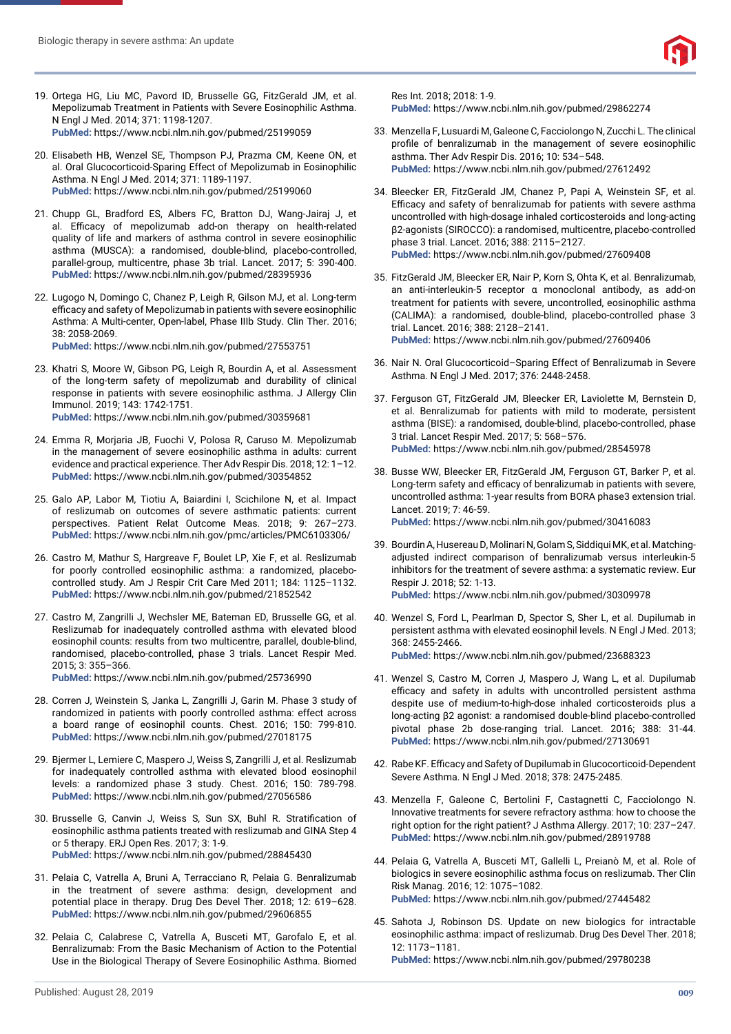19. Ortega HG, Liu MC, Pavord ID, Brusselle GG, FitzGerald JM, et al. Mepolizumab Treatment in Patients with Severe Eosinophilic Asthma. N Engl J Med. 2014; 371: 1198-1207.
**PubMed:** https://www.ncbi.nlm.nih.gov/pubmed/25199059

20. Elisabeth HB, Wenzel SE, Thompson PJ, Prazma CM, Keene ON, et al. Oral Glucocorticoid-Sparing Effect of Mepolizumab in Eosinophilic Asthma. N Engl J Med. 2014; 371: 1189-1197.
**PubMed:** https://www.ncbi.nlm.nih.gov/pubmed/25199060

21. Chupp GL, Bradford ES, Albers FC, Bratton DJ, Wang-Jairaj J, et al. Efficacy of mepolizumab add-on therapy on health-related quality of life and markers of asthma control in severe eosinophilic asthma (MUSCA): a randomised, double-blind, placebo-controlled, parallel-group, multicentre, phase 3b trial. Lancet. 2017; 5: 390-400.
**PubMed:** https://www.ncbi.nlm.nih.gov/pubmed/28395936

22. Lugogo N, Domingo C, Chanez P, Leigh R, Gilson MJ, et al. Long-term efficacy and safety of Mepolizumab in patients with severe eosinophilic Asthma: A Multi-center, Open-label, Phase IIIb Study. Clin Ther. 2016; 38: 2058-2069.
**PubMed:** https://www.ncbi.nlm.nih.gov/pubmed/27553751

23. Khatri S, Moore W, Gibson PG, Leigh R, Bourdin A, et al. Assessment of the long-term safety of mepolizumab and durability of clinical response in patients with severe eosinophilic asthma. J Allergy Clin Immunol. 2019; 143: 1742-1751.
**PubMed:** https://www.ncbi.nlm.nih.gov/pubmed/30359681

24. Emma R, Morjaria JB, Fuochi V, Polosa R, Caruso M. Mepolizumab in the management of severe eosinophilic asthma in adults: current evidence and practical experience. Ther Adv Respir Dis. 2018; 12: 1–12.
**PubMed:** https://www.ncbi.nlm.nih.gov/pubmed/30354852

25. Galo AP, Labor M, Tiotiu A, Baiardini I, Scichilone N, et al. Impact of reslizumab on outcomes of severe asthmatic patients: current perspectives. Patient Relat Outcome Meas. 2018; 9: 267–273.
**PubMed:** https://www.ncbi.nlm.nih.gov/pmc/articles/PMC6103306/

26. Castro M, Mathur S, Hargreave F, Boulet LP, Xie F, et al. Reslizumab for poorly controlled eosinophilic asthma: a randomized, placebo-controlled study. Am J Respir Crit Care Med 2011; 184: 1125–1132.
**PubMed:** https://www.ncbi.nlm.nih.gov/pubmed/21852542

27. Castro M, Zangrilli J, Wechsler ME, Bateman ED, Brusselle GG, et al. Reslizumab for inadequately controlled asthma with elevated blood eosinophil counts: results from two multicentre, parallel, double-blind, randomised, placebo-controlled, phase 3 trials. Lancet Respir Med. 2015; 3: 355–366.
**PubMed:** https://www.ncbi.nlm.nih.gov/pubmed/25736990

28. Corren J, Weinstein S, Janka L, Zangrilli J, Garin M. Phase 3 study of randomized in patients with poorly controlled asthma: effect across a board range of eosinophil counts. Chest. 2016; 150: 799-810.
**PubMed:** https://www.ncbi.nlm.nih.gov/pubmed/27018175

29. Bjermer L, Lemiere C, Maspero J, Weiss S, Zangrilli J, et al. Reslizumab for inadequately controlled asthma with elevated blood eosinophil levels: a randomized phase 3 study. Chest. 2016; 150: 789-798.
**PubMed:** https://www.ncbi.nlm.nih.gov/pubmed/27056586

30. Brusselle G, Canvin J, Weiss S, Sun SX, Buhl R. Stratification of eosinophilic asthma patients treated with reslizumab and GINA Step 4 or 5 therapy. ERJ Open Res. 2017; 3: 1-9.
**PubMed:** https://www.ncbi.nlm.nih.gov/pubmed/28845430

31. Pelaia C, Vatrella A, Bruni A, Terracciano R, Pelaia G. Benralizumab in the treatment of severe asthma: design, development and potential place in therapy. Drug Des Devel Ther. 2018; 12: 619–628.
**PubMed:** https://www.ncbi.nlm.nih.gov/pubmed/29606855

32. Pelaia C, Calabrese C, Vatrella A, Busceti MT, Garofalo E, et al. Benralizumab: From the Basic Mechanism of Action to the Potential Use in the Biological Therapy of Severe Eosinophilic Asthma. Biomed Res Int. 2018; 2018: 1-9.
**PubMed:** https://www.ncbi.nlm.nih.gov/pubmed/29862274

33. Menzella F, Lusuardi M, Galeone C, Facciolongo N, Zucchi L. The clinical profile of benralizumab in the management of severe eosinophilic asthma. Ther Adv Respir Dis. 2016; 10: 534–548.
**PubMed:** https://www.ncbi.nlm.nih.gov/pubmed/27612492

34. Bleecker ER, FitzGerald JM, Chanez P, Papi A, Weinstein SF, et al. Efficacy and safety of benralizumab for patients with severe asthma uncontrolled with high-dosage inhaled corticosteroids and long-acting β2-agonists (SIROCCO): a randomised, multicentre, placebo-controlled phase 3 trial. Lancet. 2016; 388: 2115–2127.
**PubMed:** https://www.ncbi.nlm.nih.gov/pubmed/27609408

35. FitzGerald JM, Bleecker ER, Nair P, Korn S, Ohta K, et al. Benralizumab, an anti-interleukin-5 receptor α monoclonal antibody, as add-on treatment for patients with severe, uncontrolled, eosinophilic asthma (CALIMA): a randomised, double-blind, placebo-controlled phase 3 trial. Lancet. 2016; 388: 2128–2141.
**PubMed:** https://www.ncbi.nlm.nih.gov/pubmed/27609406

36. Nair N. Oral Glucocorticoid–Sparing Effect of Benralizumab in Severe Asthma. N Engl J Med. 2017; 376: 2448-2458.

37. Ferguson GT, FitzGerald JM, Bleecker ER, Laviolette M, Bernstein D, et al. Benralizumab for patients with mild to moderate, persistent asthma (BISE): a randomised, double-blind, placebo-controlled, phase 3 trial. Lancet Respir Med. 2017; 5: 568–576.
**PubMed:** https://www.ncbi.nlm.nih.gov/pubmed/28545978

38. Busse WW, Bleecker ER, FitzGerald JM, Ferguson GT, Barker P, et al. Long-term safety and efficacy of benralizumab in patients with severe, uncontrolled asthma: 1-year results from BORA phase3 extension trial. Lancet. 2019; 7: 46-59.
**PubMed:** https://www.ncbi.nlm.nih.gov/pubmed/30416083

39. Bourdin A, Husereau D, Molinari N, Golam S, Siddiqui MK, et al. Matching-adjusted indirect comparison of benralizumab versus interleukin-5 inhibitors for the treatment of severe asthma: a systematic review. Eur Respir J. 2018; 52: 1-13.
**PubMed:** https://www.ncbi.nlm.nih.gov/pubmed/30309978

40. Wenzel S, Ford L, Pearlman D, Spector S, Sher L, et al. Dupilumab in persistent asthma with elevated eosinophil levels. N Engl J Med. 2013; 368: 2455-2466.
**PubMed:** https://www.ncbi.nlm.nih.gov/pubmed/23688323

41. Wenzel S, Castro M, Corren J, Maspero J, Wang L, et al. Dupilumab efficacy and safety in adults with uncontrolled persistent asthma despite use of medium-to-high-dose inhaled corticosteroids plus a long-acting β2 agonist: a randomised double-blind placebo-controlled pivotal phase 2b dose-ranging trial. Lancet. 2016; 388: 31-44.
**PubMed:** https://www.ncbi.nlm.nih.gov/pubmed/27130691

42. Rabe KF. Efficacy and Safety of Dupilumab in Glucocorticoid-Dependent Severe Asthma. N Engl J Med. 2018; 378: 2475-2485.

43. Menzella F, Galeone C, Bertolini F, Castagnetti C, Facciolongo N. Innovative treatments for severe refractory asthma: how to choose the right option for the right patient? J Asthma Allergy. 2017; 10: 237–247.
**PubMed:** https://www.ncbi.nlm.nih.gov/pubmed/28919788

44. Pelaia G, Vatrella A, Busceti MT, Gallelli L, Preianò M, et al. Role of biologics in severe eosinophilic asthma focus on reslizumab. Ther Clin Risk Manag. 2016; 12: 1075–1082.
**PubMed:** https://www.ncbi.nlm.nih.gov/pubmed/27445482

45. Sahota J, Robinson DS. Update on new biologics for intractable eosinophilic asthma: impact of reslizumab. Drug Des Devel Ther. 2018; 12: 1173–1181.
**PubMed:** https://www.ncbi.nlm.nih.gov/pubmed/29780238